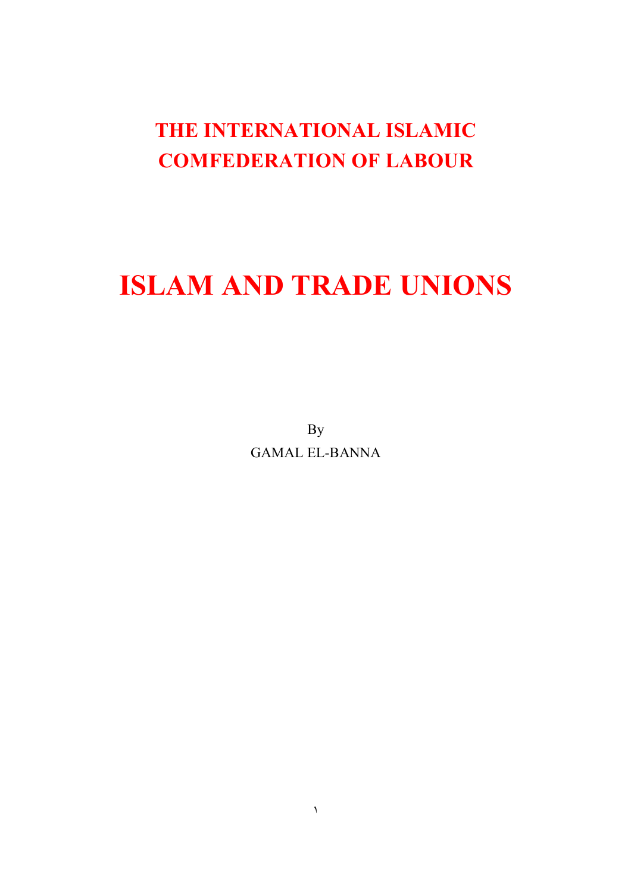## THE INTERNATIONAL ISLAMIC COMFEDERATION OF LABOUR

# ISLAM AND TRADE UNIONS

By

GAMAL EL-BANNA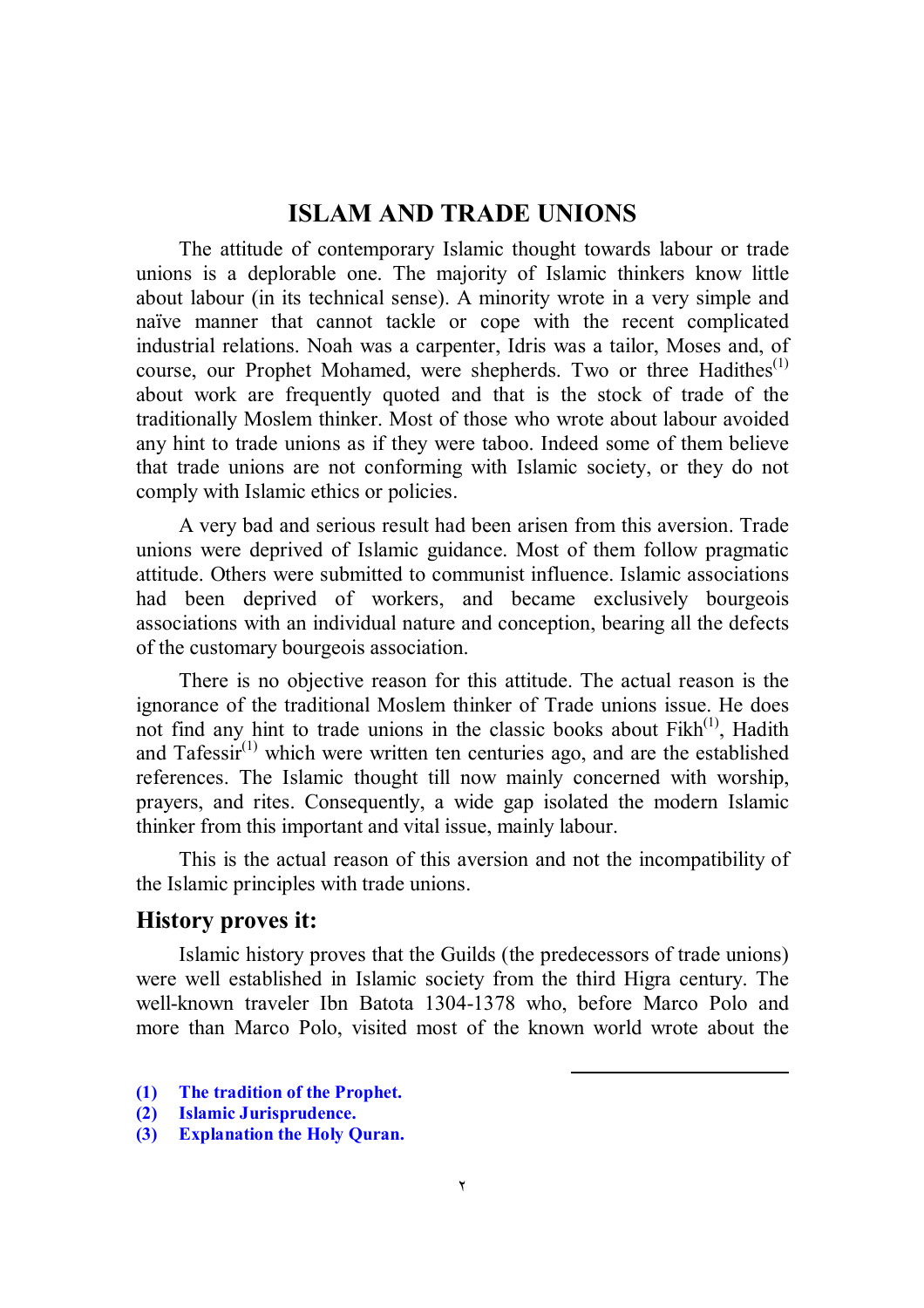# ISLAM AND TRADE UNIONS

The attitude of contemporary Islamic thought towards labour or trade unions is a deplorable one. The majority of Islamic thinkers know little about labour (in its technical sense). A minority wrote in a very simple and naïve manner that cannot tackle or cope with the recent complicated industrial relations. Noah was a carpenter, Idris was a tailor, Moses and, of course, our Prophet Mohamed, were shepherds. Two or three Hadithes[1] about work are frequently quoted and that is the stock of trade of the traditionally Moslem thinker. Most of those who wrote about labour avoided any hint to trade unions as if they were taboo. Indeed some of them believe that trade unions are not conforming with Islamic society, or they do not comply with Islamic ethics or policies.

A very bad and serious result had been arisen from this aversion. Trade unions were deprived of Islamic guidance. Most of them follow pragmatic attitude. Others were submitted to communist influence. Islamic associations had been deprived of workers, and became exclusively bourgeois associations with an individual nature and conception, bearing all the defects of the customary bourgeois association.

There is no objective reason for this attitude. The actual reason is the ignorance of the traditional Moslem thinker of Trade unions issue. He does not find any hint to trade unions in the classic books about Fikh[1], Hadith and Tafessir[1] which were written ten centuries ago, and are the established references. The Islamic thought till now mainly concerned with worship, prayers, and rites. Consequently, a wide gap isolated the modern Islamic thinker from this important and vital issue, mainly labour.

This is the actual reason of this aversion and not the incompatibility of the Islamic principles with trade unions.

## History proves it:

Islamic history proves that the Guilds (the predecessors of trade unions) were well established in Islamic society from the third Higra century. The well-known traveler Ibn Batota 1304-1378 who, before Marco Polo and more than Marco Polo, visited most of the known world wrote about the

---

**(1) The tradition of the Prophet.**
**(2) Islamic Jurisprudence.**
**(3) Explanation the Holy Quran.**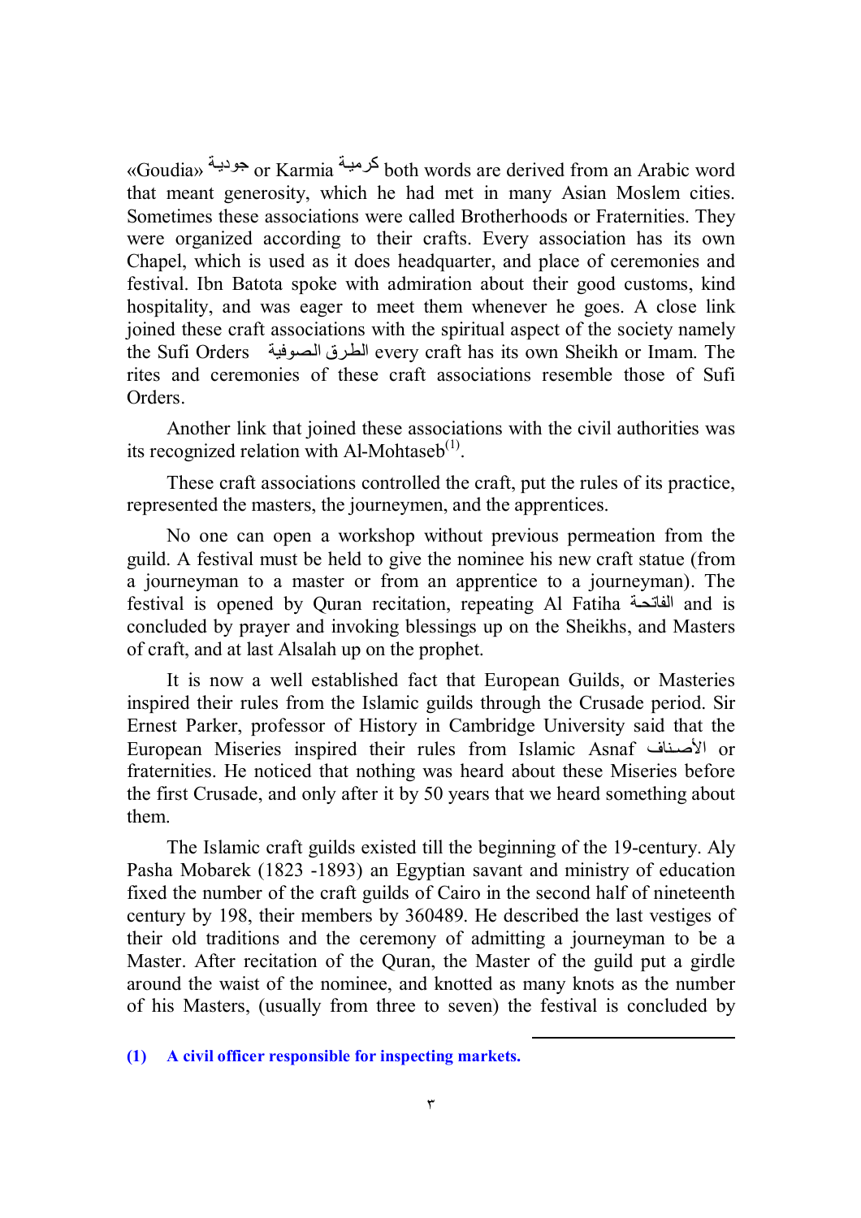«Goudia» جودية or Karmia كرمية both words are derived from an Arabic word that meant generosity, which he had met in many Asian Moslem cities. Sometimes these associations were called Brotherhoods or Fraternities. They were organized according to their crafts. Every association has its own Chapel, which is used as it does headquarter, and place of ceremonies and festival. Ibn Batota spoke with admiration about their good customs, kind hospitality, and was eager to meet them whenever he goes. A close link joined these craft associations with the spiritual aspect of the society namely the Sufi Orders الطرق الصوفية every craft has its own Sheikh or Imam. The rites and ceremonies of these craft associations resemble those of Sufi Orders.

Another link that joined these associations with the civil authorities was its recognized relation with Al-Mohtaseb(1).

These craft associations controlled the craft, put the rules of its practice, represented the masters, the journeymen, and the apprentices.

No one can open a workshop without previous permeation from the guild. A festival must be held to give the nominee his new craft statue (from a journeyman to a master or from an apprentice to a journeyman). The festival is opened by Quran recitation, repeating Al Fatiha الفاتحة and is concluded by prayer and invoking blessings up on the Sheikhs, and Masters of craft, and at last Alsalah up on the prophet.

It is now a well established fact that European Guilds, or Masteries inspired their rules from the Islamic guilds through the Crusade period. Sir Ernest Parker, professor of History in Cambridge University said that the European Miseries inspired their rules from Islamic Asnaf الأصناف or fraternities. He noticed that nothing was heard about these Miseries before the first Crusade, and only after it by 50 years that we heard something about them.

The Islamic craft guilds existed till the beginning of the 19-century. Aly Pasha Mobarek (1823 -1893) an Egyptian savant and ministry of education fixed the number of the craft guilds of Cairo in the second half of nineteenth century by 198, their members by 360489. He described the last vestiges of their old traditions and the ceremony of admitting a journeyman to be a Master. After recitation of the Quran, the Master of the guild put a girdle around the waist of the nominee, and knotted as many knots as the number of his Masters, (usually from three to seven) the festival is concluded by

---

**(1) A civil officer responsible for inspecting markets.**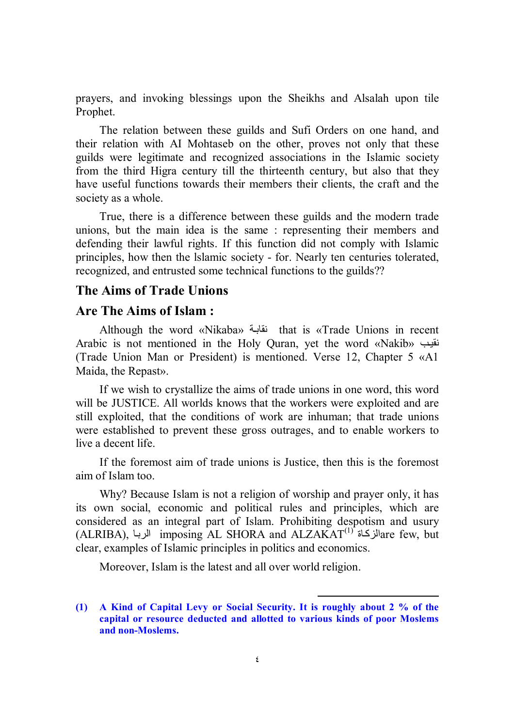prayers, and invoking blessings upon the Sheikhs and Alsalah upon tile Prophet.

The relation between these guilds and Sufi Orders on one hand, and their relation with AI Mohtaseb on the other, proves not only that these guilds were legitimate and recognized associations in the Islamic society from the third Higra century till the thirteenth century, but also that they have useful functions towards their members their clients, the craft and the society as a whole.

True, there is a difference between these guilds and the modern trade unions, but the main idea is the same : representing their members and defending their lawful rights. If this function did not comply with Islamic principles, how then the lslamic society - for. Nearly ten centuries tolerated, recognized, and entrusted some technical functions to the guilds??

## The Aims of Trade Unions

## Are The Aims of Islam :

Although the word «Nikaba» نقابة that is «Trade Unions in recent Arabic is not mentioned in the Holy Quran, yet the word «Nakib» نقيب (Trade Union Man or President) is mentioned. Verse 12, Chapter 5 «A1 Maida, the Repast».

If we wish to crystallize the aims of trade unions in one word, this word will be JUSTICE. All worlds knows that the workers were exploited and are still exploited, that the conditions of work are inhuman; that trade unions were established to prevent these gross outrages, and to enable workers to live a decent life.

If the foremost aim of trade unions is Justice, then this is the foremost aim of Islam too.

Why? Because Islam is not a religion of worship and prayer only, it has its own social, economic and political rules and principles, which are considered as an integral part of Islam. Prohibiting despotism and usury (ALRIBA), الربا imposing AL SHORA and ALZAKAT[1] الزكاةare few, but clear, examples of Islamic principles in politics and economics.

Moreover, Islam is the latest and all over world religion.

---

**(1) A Kind of Capital Levy or Social Security. It is roughly about 2 % of the capital or resource deducted and allotted to various kinds of poor Moslems and non-Moslems.**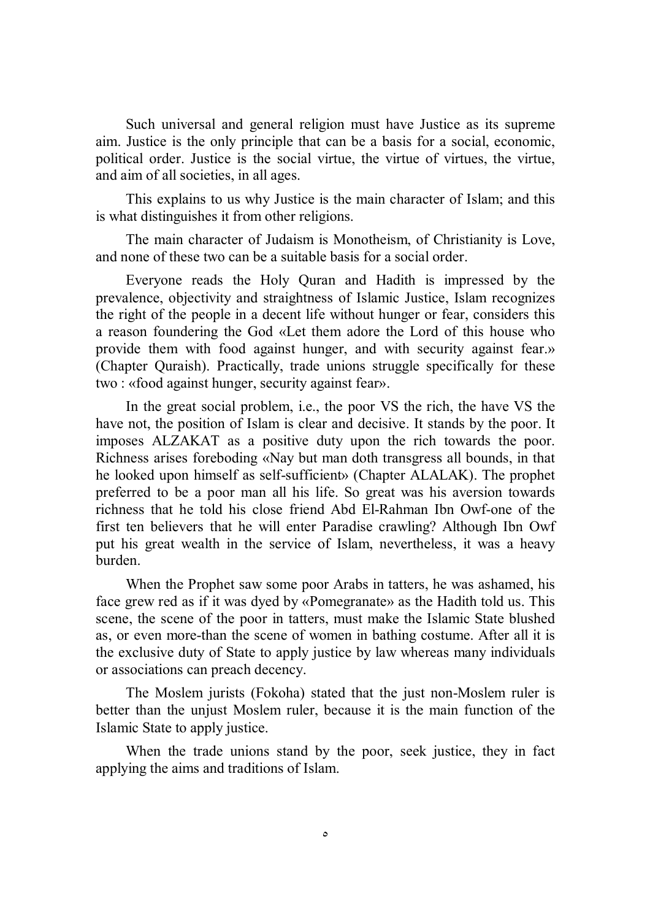Such universal and general religion must have Justice as its supreme aim. Justice is the only principle that can be a basis for a social, economic, political order. Justice is the social virtue, the virtue of virtues, the virtue, and aim of all societies, in all ages.

This explains to us why Justice is the main character of Islam; and this is what distinguishes it from other religions.

The main character of Judaism is Monotheism, of Christianity is Love, and none of these two can be a suitable basis for a social order.

Everyone reads the Holy Quran and Hadith is impressed by the prevalence, objectivity and straightness of Islamic Justice, Islam recognizes the right of the people in a decent life without hunger or fear, considers this a reason foundering the God «Let them adore the Lord of this house who provide them with food against hunger, and with security against fear.» (Chapter Quraish). Practically, trade unions struggle specifically for these two : «food against hunger, security against fear».

In the great social problem, i.e., the poor VS the rich, the have VS the have not, the position of Islam is clear and decisive. It stands by the poor. It imposes ALZAKAT as a positive duty upon the rich towards the poor. Richness arises foreboding «Nay but man doth transgress all bounds, in that he looked upon himself as self-sufficient» (Chapter ALALAK). The prophet preferred to be a poor man all his life. So great was his aversion towards richness that he told his close friend Abd El-Rahman Ibn Owf-one of the first ten believers that he will enter Paradise crawling? Although Ibn Owf put his great wealth in the service of Islam, nevertheless, it was a heavy burden.

When the Prophet saw some poor Arabs in tatters, he was ashamed, his face grew red as if it was dyed by «Pomegranate» as the Hadith told us. This scene, the scene of the poor in tatters, must make the Islamic State blushed as, or even more-than the scene of women in bathing costume. After all it is the exclusive duty of State to apply justice by law whereas many individuals or associations can preach decency.

The Moslem jurists (Fokoha) stated that the just non-Moslem ruler is better than the unjust Moslem ruler, because it is the main function of the Islamic State to apply justice.

When the trade unions stand by the poor, seek justice, they in fact applying the aims and traditions of Islam.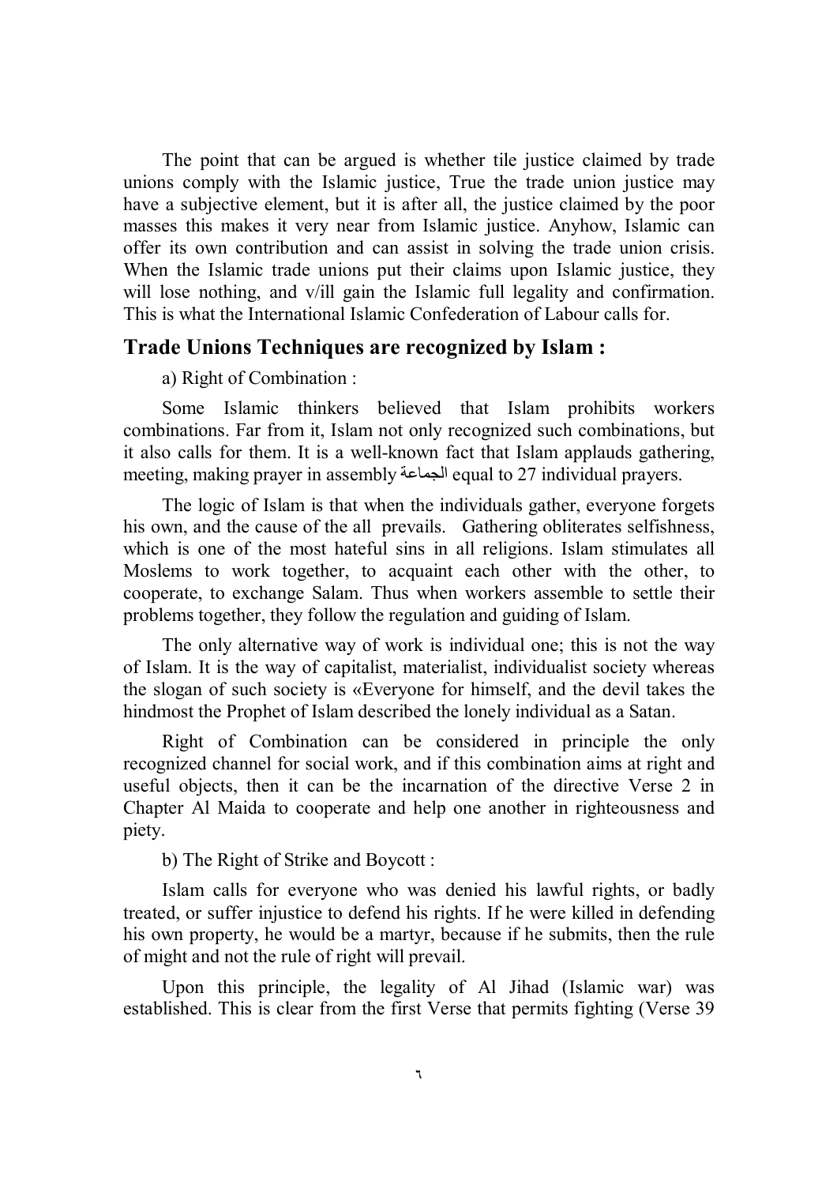The point that can be argued is whether tile justice claimed by trade unions comply with the Islamic justice, True the trade union justice may have a subjective element, but it is after all, the justice claimed by the poor masses this makes it very near from Islamic justice. Anyhow, Islamic can offer its own contribution and can assist in solving the trade union crisis. When the Islamic trade unions put their claims upon Islamic justice, they will lose nothing, and v/ill gain the Islamic full legality and confirmation. This is what the International Islamic Confederation of Labour calls for.

## Trade Unions Techniques are recognized by Islam :

a) Right of Combination :

Some Islamic thinkers believed that Islam prohibits workers combinations. Far from it, Islam not only recognized such combinations, but it also calls for them. It is a well-known fact that Islam applauds gathering, meeting, making prayer in assembly الجماعة equal to 27 individual prayers.

The logic of Islam is that when the individuals gather, everyone forgets his own, and the cause of the all prevails. Gathering obliterates selfishness, which is one of the most hateful sins in all religions. Islam stimulates all Moslems to work together, to acquaint each other with the other, to cooperate, to exchange Salam. Thus when workers assemble to settle their problems together, they follow the regulation and guiding of Islam.

The only alternative way of work is individual one; this is not the way of Islam. It is the way of capitalist, materialist, individualist society whereas the slogan of such society is «Everyone for himself, and the devil takes the hindmost the Prophet of Islam described the lonely individual as a Satan.

Right of Combination can be considered in principle the only recognized channel for social work, and if this combination aims at right and useful objects, then it can be the incarnation of the directive Verse 2 in Chapter Al Maida to cooperate and help one another in righteousness and piety.

b) The Right of Strike and Boycott :

Islam calls for everyone who was denied his lawful rights, or badly treated, or suffer injustice to defend his rights. If he were killed in defending his own property, he would be a martyr, because if he submits, then the rule of might and not the rule of right will prevail.

Upon this principle, the legality of Al Jihad (Islamic war) was established. This is clear from the first Verse that permits fighting (Verse 39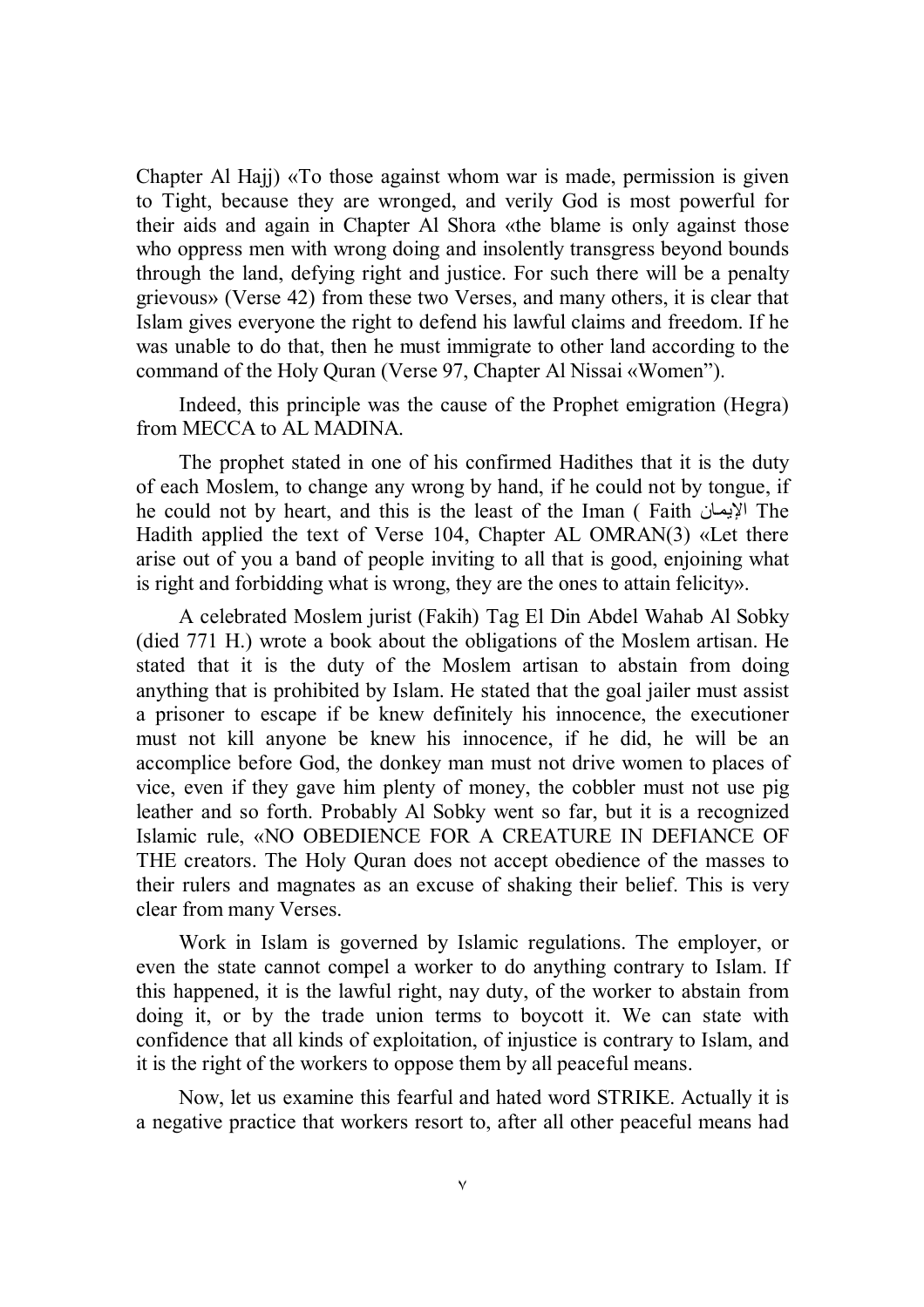Chapter Al Hajj) «To those against whom war is made, permission is given to Tight, because they are wronged, and verily God is most powerful for their aids and again in Chapter Al Shora «the blame is only against those who oppress men with wrong doing and insolently transgress beyond bounds through the land, defying right and justice. For such there will be a penalty grievous» (Verse 42) from these two Verses, and many others, it is clear that Islam gives everyone the right to defend his lawful claims and freedom. If he was unable to do that, then he must immigrate to other land according to the command of the Holy Quran (Verse 97, Chapter Al Nissai «Women").

Indeed, this principle was the cause of the Prophet emigration (Hegra) from MECCA to AL MADINA.

The prophet stated in one of his confirmed Hadithes that it is the duty of each Moslem, to change any wrong by hand, if he could not by tongue, if he could not by heart, and this is the least of the Iman ( Faith الإيمان The Hadith applied the text of Verse 104, Chapter AL OMRAN(3) «Let there arise out of you a band of people inviting to all that is good, enjoining what is right and forbidding what is wrong, they are the ones to attain felicity».

A celebrated Moslem jurist (Fakih) Tag El Din Abdel Wahab Al Sobky (died 771 H.) wrote a book about the obligations of the Moslem artisan. He stated that it is the duty of the Moslem artisan to abstain from doing anything that is prohibited by Islam. He stated that the goal jailer must assist a prisoner to escape if be knew definitely his innocence, the executioner must not kill anyone be knew his innocence, if he did, he will be an accomplice before God, the donkey man must not drive women to places of vice, even if they gave him plenty of money, the cobbler must not use pig leather and so forth. Probably Al Sobky went so far, but it is a recognized Islamic rule, «NO OBEDIENCE FOR A CREATURE IN DEFIANCE OF THE creators. The Holy Quran does not accept obedience of the masses to their rulers and magnates as an excuse of shaking their belief. This is very clear from many Verses.

Work in Islam is governed by Islamic regulations. The employer, or even the state cannot compel a worker to do anything contrary to Islam. If this happened, it is the lawful right, nay duty, of the worker to abstain from doing it, or by the trade union terms to boycott it. We can state with confidence that all kinds of exploitation, of injustice is contrary to Islam, and it is the right of the workers to oppose them by all peaceful means.

Now, let us examine this fearful and hated word STRIKE. Actually it is a negative practice that workers resort to, after all other peaceful means had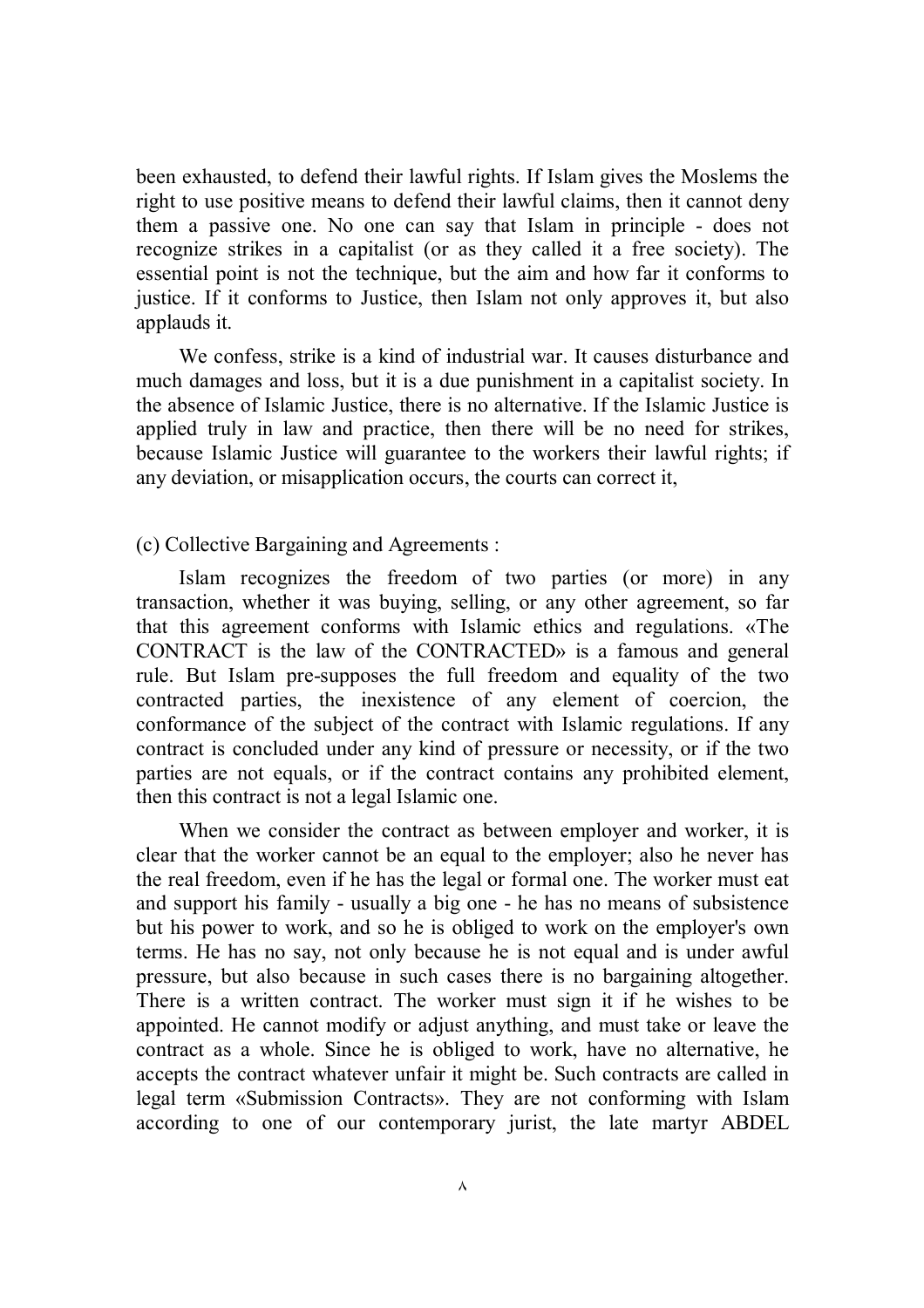been exhausted, to defend their lawful rights. If Islam gives the Moslems the right to use positive means to defend their lawful claims, then it cannot deny them a passive one. No one can say that Islam in principle - does not recognize strikes in a capitalist (or as they called it a free society). The essential point is not the technique, but the aim and how far it conforms to justice. If it conforms to Justice, then Islam not only approves it, but also applauds it.

We confess, strike is a kind of industrial war. It causes disturbance and much damages and loss, but it is a due punishment in a capitalist society. In the absence of Islamic Justice, there is no alternative. If the Islamic Justice is applied truly in law and practice, then there will be no need for strikes, because Islamic Justice will guarantee to the workers their lawful rights; if any deviation, or misapplication occurs, the courts can correct it,

(c) Collective Bargaining and Agreements :

Islam recognizes the freedom of two parties (or more) in any transaction, whether it was buying, selling, or any other agreement, so far that this agreement conforms with Islamic ethics and regulations. «The CONTRACT is the law of the CONTRACTED» is a famous and general rule. But Islam pre-supposes the full freedom and equality of the two contracted parties, the inexistence of any element of coercion, the conformance of the subject of the contract with Islamic regulations. If any contract is concluded under any kind of pressure or necessity, or if the two parties are not equals, or if the contract contains any prohibited element, then this contract is not a legal Islamic one.

When we consider the contract as between employer and worker, it is clear that the worker cannot be an equal to the employer; also he never has the real freedom, even if he has the legal or formal one. The worker must eat and support his family - usually a big one - he has no means of subsistence but his power to work, and so he is obliged to work on the employer's own terms. He has no say, not only because he is not equal and is under awful pressure, but also because in such cases there is no bargaining altogether. There is a written contract. The worker must sign it if he wishes to be appointed. He cannot modify or adjust anything, and must take or leave the contract as a whole. Since he is obliged to work, have no alternative, he accepts the contract whatever unfair it might be. Such contracts are called in legal term «Submission Contracts». They are not conforming with Islam according to one of our contemporary jurist, the late martyr ABDEL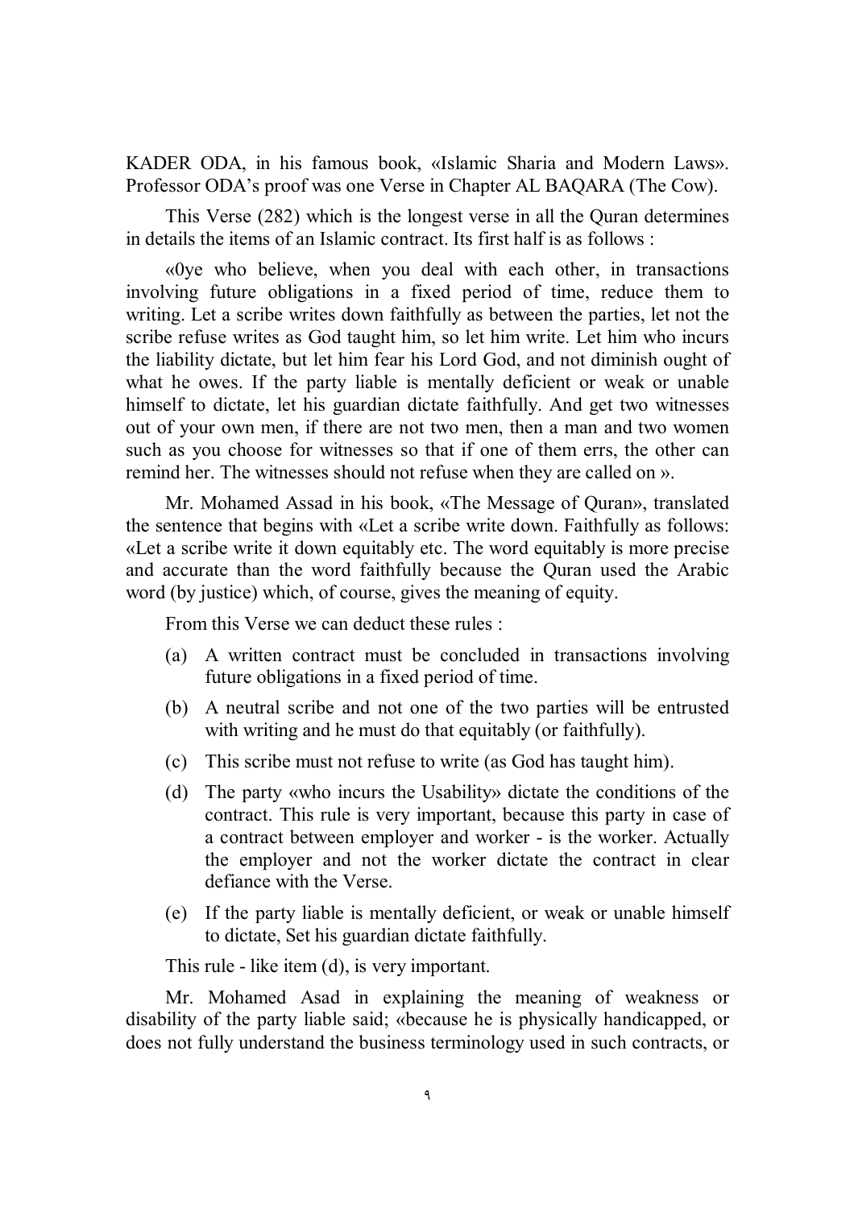KADER ODA, in his famous book, «Islamic Sharia and Modern Laws». Professor ODA's proof was one Verse in Chapter AL BAQARA (The Cow).

This Verse (282) which is the longest verse in all the Quran determines in details the items of an Islamic contract. Its first half is as follows :

«0ye who believe, when you deal with each other, in transactions involving future obligations in a fixed period of time, reduce them to writing. Let a scribe writes down faithfully as between the parties, let not the scribe refuse writes as God taught him, so let him write. Let him who incurs the liability dictate, but let him fear his Lord God, and not diminish ought of what he owes. If the party liable is mentally deficient or weak or unable himself to dictate, let his guardian dictate faithfully. And get two witnesses out of your own men, if there are not two men, then a man and two women such as you choose for witnesses so that if one of them errs, the other can remind her. The witnesses should not refuse when they are called on ».

Mr. Mohamed Assad in his book, «The Message of Quran», translated the sentence that begins with «Let a scribe write down. Faithfully as follows: «Let a scribe write it down equitably etc. The word equitably is more precise and accurate than the word faithfully because the Quran used the Arabic word (by justice) which, of course, gives the meaning of equity.

From this Verse we can deduct these rules :

(a) A written contract must be concluded in transactions involving future obligations in a fixed period of time.

(b) A neutral scribe and not one of the two parties will be entrusted with writing and he must do that equitably (or faithfully).

(c) This scribe must not refuse to write (as God has taught him).

(d) The party «who incurs the Usability» dictate the conditions of the contract. This rule is very important, because this party in case of a contract between employer and worker - is the worker. Actually the employer and not the worker dictate the contract in clear defiance with the Verse.

(e) If the party liable is mentally deficient, or weak or unable himself to dictate, Set his guardian dictate faithfully.

This rule - like item (d), is very important.

Mr. Mohamed Asad in explaining the meaning of weakness or disability of the party liable said; «because he is physically handicapped, or does not fully understand the business terminology used in such contracts, or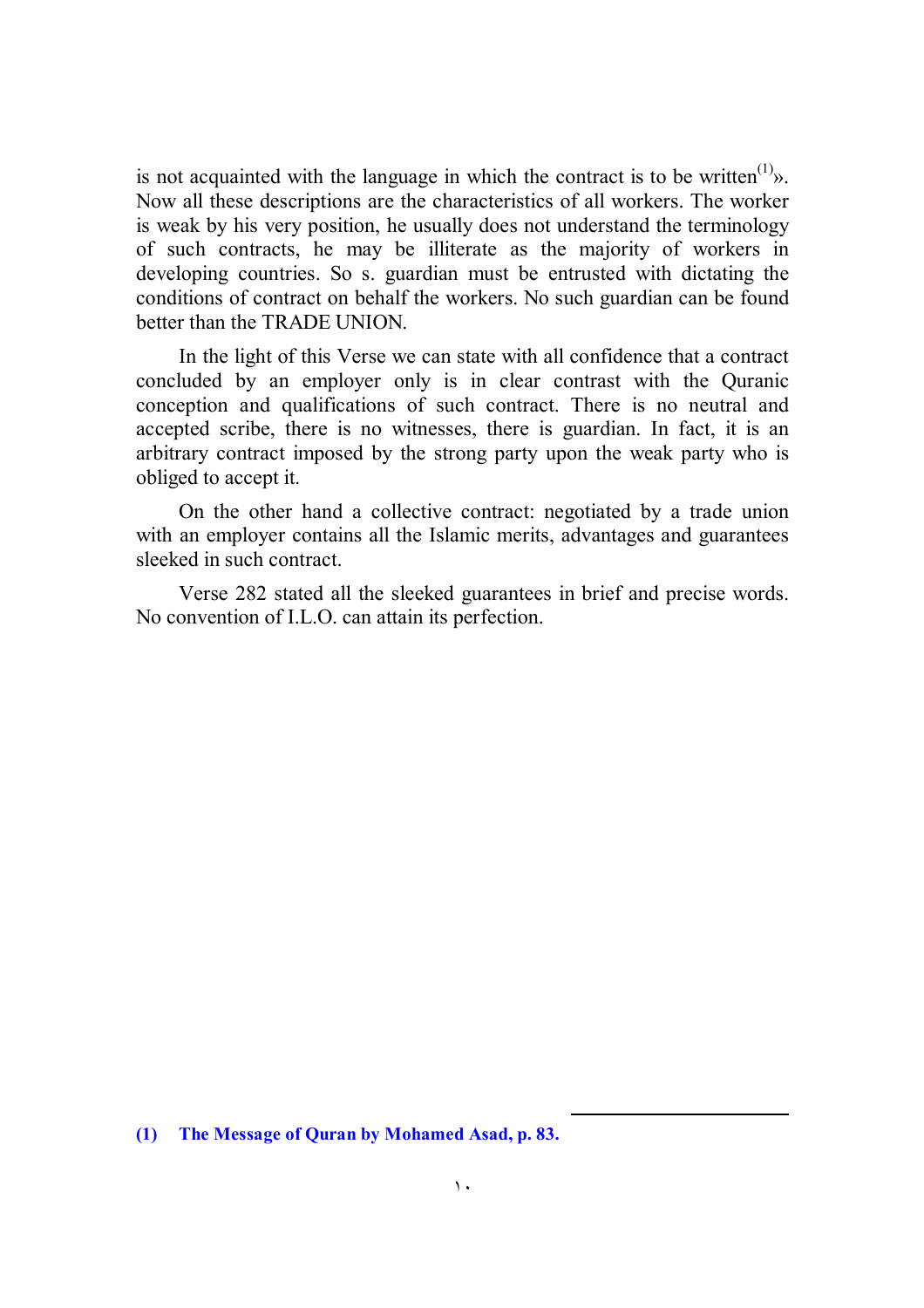is not acquainted with the language in which the contract is to be written[1]». Now all these descriptions are the characteristics of all workers. The worker is weak by his very position, he usually does not understand the terminology of such contracts, he may be illiterate as the majority of workers in developing countries. So s. guardian must be entrusted with dictating the conditions of contract on behalf the workers. No such guardian can be found better than the TRADE UNION.

In the light of this Verse we can state with all confidence that a contract concluded by an employer only is in clear contrast with the Quranic conception and qualifications of such contract. There is no neutral and accepted scribe, there is no witnesses, there is guardian. In fact, it is an arbitrary contract imposed by the strong party upon the weak party who is obliged to accept it.

On the other hand a collective contract: negotiated by a trade union with an employer contains all the Islamic merits, advantages and guarantees sleeked in such contract.

Verse 282 stated all the sleeked guarantees in brief and precise words. No convention of I.L.O. can attain its perfection.

---

**(1) The Message of Quran by Mohamed Asad, p. 83.**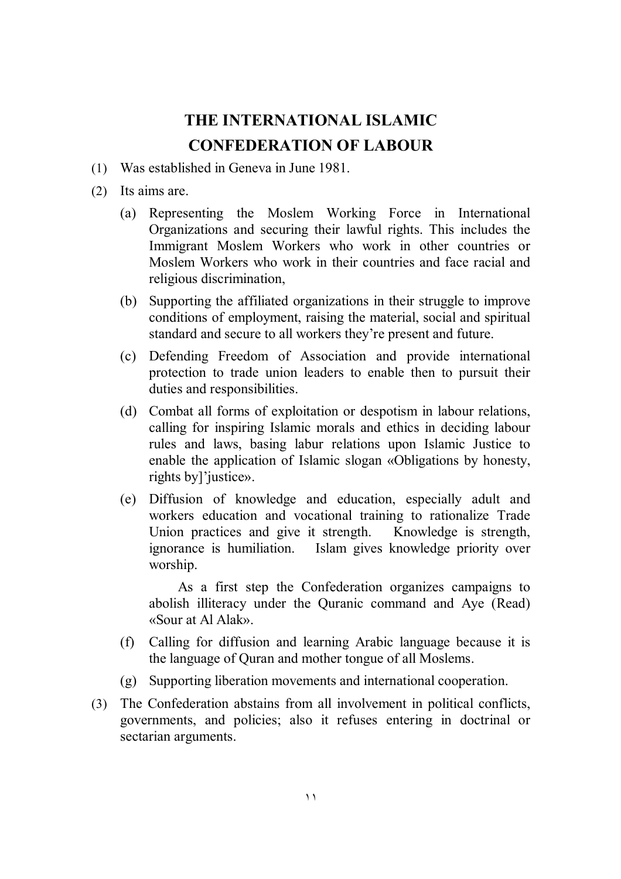# THE INTERNATIONAL ISLAMIC CONFEDERATION OF LABOUR

(1) Was established in Geneva in June 1981.

(2) Its aims are.

  (a) Representing the Moslem Working Force in International Organizations and securing their lawful rights. This includes the Immigrant Moslem Workers who work in other countries or Moslem Workers who work in their countries and face racial and religious discrimination,

  (b) Supporting the affiliated organizations in their struggle to improve conditions of employment, raising the material, social and spiritual standard and secure to all workers they're present and future.

  (c) Defending Freedom of Association and provide international protection to trade union leaders to enable then to pursuit their duties and responsibilities.

  (d) Combat all forms of exploitation or despotism in labour relations, calling for inspiring Islamic morals and ethics in deciding labour rules and laws, basing labur relations upon Islamic Justice to enable the application of Islamic slogan «Obligations by honesty, rights by]'justice».

  (e) Diffusion of knowledge and education, especially adult and workers education and vocational training to rationalize Trade Union practices and give it strength. Knowledge is strength, ignorance is humiliation. Islam gives knowledge priority over worship.

  As a first step the Confederation organizes campaigns to abolish illiteracy under the Quranic command and Aye (Read) «Sour at Al Alak».

  (f) Calling for diffusion and learning Arabic language because it is the language of Quran and mother tongue of all Moslems.

  (g) Supporting liberation movements and international cooperation.

(3) The Confederation abstains from all involvement in political conflicts, governments, and policies; also it refuses entering in doctrinal or sectarian arguments.